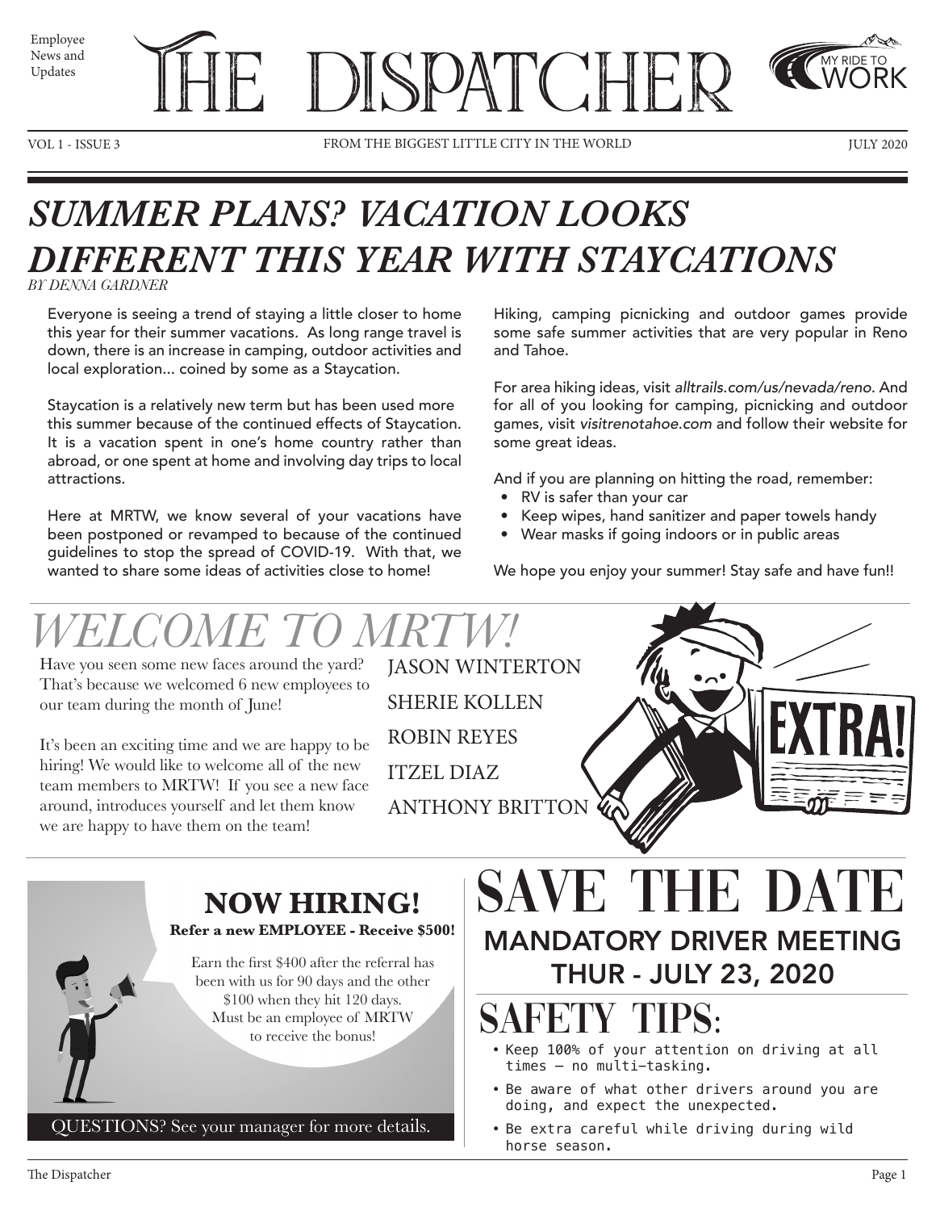Employee News and Updates

# THE DISPATCHER

VOL 1 - ISSUE 3 — FROM THE BIGGEST LITTLE CITY IN THE WORLD — JULY 2020

## *SUMMER PLANS? VACATION LOOKS DIFFERENT THIS YEAR WITH STAYCATIONS*

*BY DENNA GARDNER*

Everyone is seeing a trend of staying a little closer to home this year for their summer vacations. As long range travel is down, there is an increase in camping, outdoor activities and local exploration... coined by some as a Staycation.

Staycation is a relatively new term but has been used more this summer because of the continued effects of Staycation. It is a vacation spent in one's home country rather than abroad, or one spent at home and involving day trips to local attractions.

Here at MRTW, we know several of your vacations have been postponed or revamped to because of the continued guidelines to stop the spread of COVID-19. With that, we wanted to share some ideas of activities close to home!

Hiking, camping picnicking and outdoor games provide some safe summer activities that are very popular in Reno and Tahoe.

For area hiking ideas, visit *alltrails.com/us/nevada/reno*. And for all of you looking for camping, picnicking and outdoor games, visit *visitrenotahoe.com* and follow their website for some great ideas.

And if you are planning on hitting the road, remember:

- RV is safer than your car
- Keep wipes, hand sanitizer and paper towels handy
- Wear masks if going indoors or in public areas

We hope you enjoy your summer! Stay safe and have fun!!

## *WELCOME TO MRTW!*

Have you seen some new faces around the yard? That's because we welcomed 6 new employees to our team during the month of June!

It's been an exciting time and we are happy to be hiring! We would like to welcome all of the new team members to MRTW! If you see a new face around, introduces yourself and let them know we are happy to have them on the team!

JASON WINTERTON

SHERIE KOLLEN

ROBIN REYES

ITZEL DIAZ

ANTHONY BRITTON

### NOW HIRING!

**Refer a new EMPLOYEE - Receive $500!**

Earn the first $400 after the referral has been with us for 90 days and the other $100 when they hit 120 days. Must be an employee of MRTW to receive the bonus!

QUESTIONS? See your manager for more details.

## SAVE THE DATE

### MANDATORY DRIVER MEETING
### THUR - JULY 23, 2020

## SAFETY TIPS:

- Keep 100% of your attention on driving at all times — no multi-tasking.
- Be aware of what other drivers around you are doing, and expect the unexpected.
- Be extra careful while driving during wild horse season.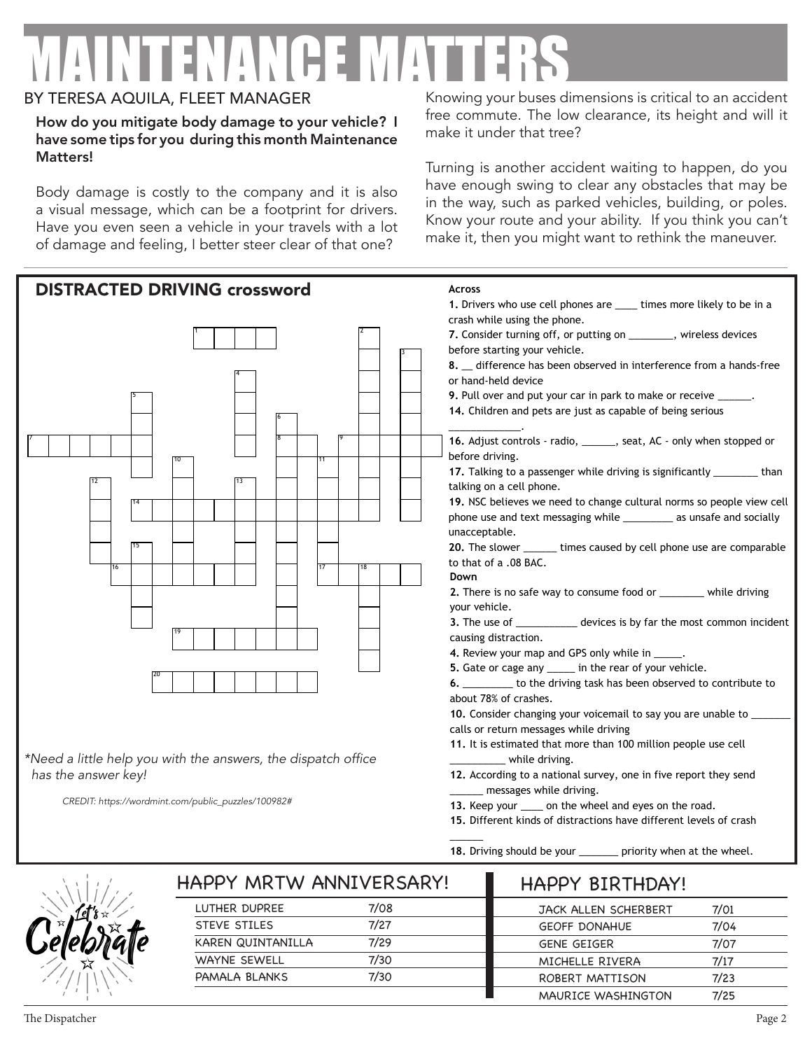# MAINTENANCE MATTERS

BY TERESA AQUILA, FLEET MANAGER

**How do you mitigate body damage to your vehicle? I have some tips for you during this month Maintenance Matters!**

Body damage is costly to the company and it is also a visual message, which can be a footprint for drivers. Have you even seen a vehicle in your travels with a lot of damage and feeling, I better steer clear of that one?

Knowing your buses dimensions is critical to an accident free commute. The low clearance, its height and will it make it under that tree?

Turning is another accident waiting to happen, do you have enough swing to clear any obstacles that may be in the way, such as parked vehicles, building, or poles. Know your route and your ability. If you think you can't make it, then you might want to rethink the maneuver.

## DISTRACTED DRIVING crossword

**Across**

**1.** Drivers who use cell phones are ____ times more likely to be in a crash while using the phone.
**7.** Consider turning off, or putting on ________, wireless devices before starting your vehicle.
**8.** __ difference has been observed in interference from a hands-free or hand-held device
**9.** Pull over and put your car in park to make or receive ______.
**14.** Children and pets are just as capable of being serious _____________.
**16.** Adjust controls - radio, ______, seat, AC - only when stopped or before driving.
**17.** Talking to a passenger while driving is significantly ________ than talking on a cell phone.
**19.** NSC believes we need to change cultural norms so people view cell phone use and text messaging while _________ as unsafe and socially unacceptable.
**20.** The slower ______ times caused by cell phone use are comparable to that of a .08 BAC.

**Down**

**2.** There is no safe way to consume food or ________ while driving your vehicle.
**3.** The use of ___________ devices is by far the most common incident causing distraction.
**4.** Review your map and GPS only while in _____.
**5.** Gate or cage any _____ in the rear of your vehicle.
**6.** _________ to the driving task has been observed to contribute to about 78% of crashes.
**10.** Consider changing your voicemail to say you are unable to _______ calls or return messages while driving
**11.** It is estimated that more than 100 million people use cell __________ while driving.
**12.** According to a national survey, one in five report they send ______ messages while driving.
**13.** Keep your ____ on the wheel and eyes on the road.
**15.** Different kinds of distractions have different levels of crash ______
**18.** Driving should be your _______ priority when at the wheel.

*\*Need a little help you with the answers, the dispatch office has the answer key!*

*CREDIT: https://wordmint.com/public_puzzles/100982#*

Let's Celebrate

## HAPPY MRTW ANNIVERSARY!

| | |
|---|---|
| LUTHER DUPREE | 7/08 |
| STEVE STILES | 7/27 |
| KAREN QUINTANILLA | 7/29 |
| WAYNE SEWELL | 7/30 |
| PAMALA BLANKS | 7/30 |

## HAPPY BIRTHDAY!

| | |
|---|---|
| JACK ALLEN SCHERBERT | 7/01 |
| GEOFF DONAHUE | 7/04 |
| GENE GEIGER | 7/07 |
| MICHELLE RIVERA | 7/17 |
| ROBERT MATTISON | 7/23 |
| MAURICE WASHINGTON | 7/25 |